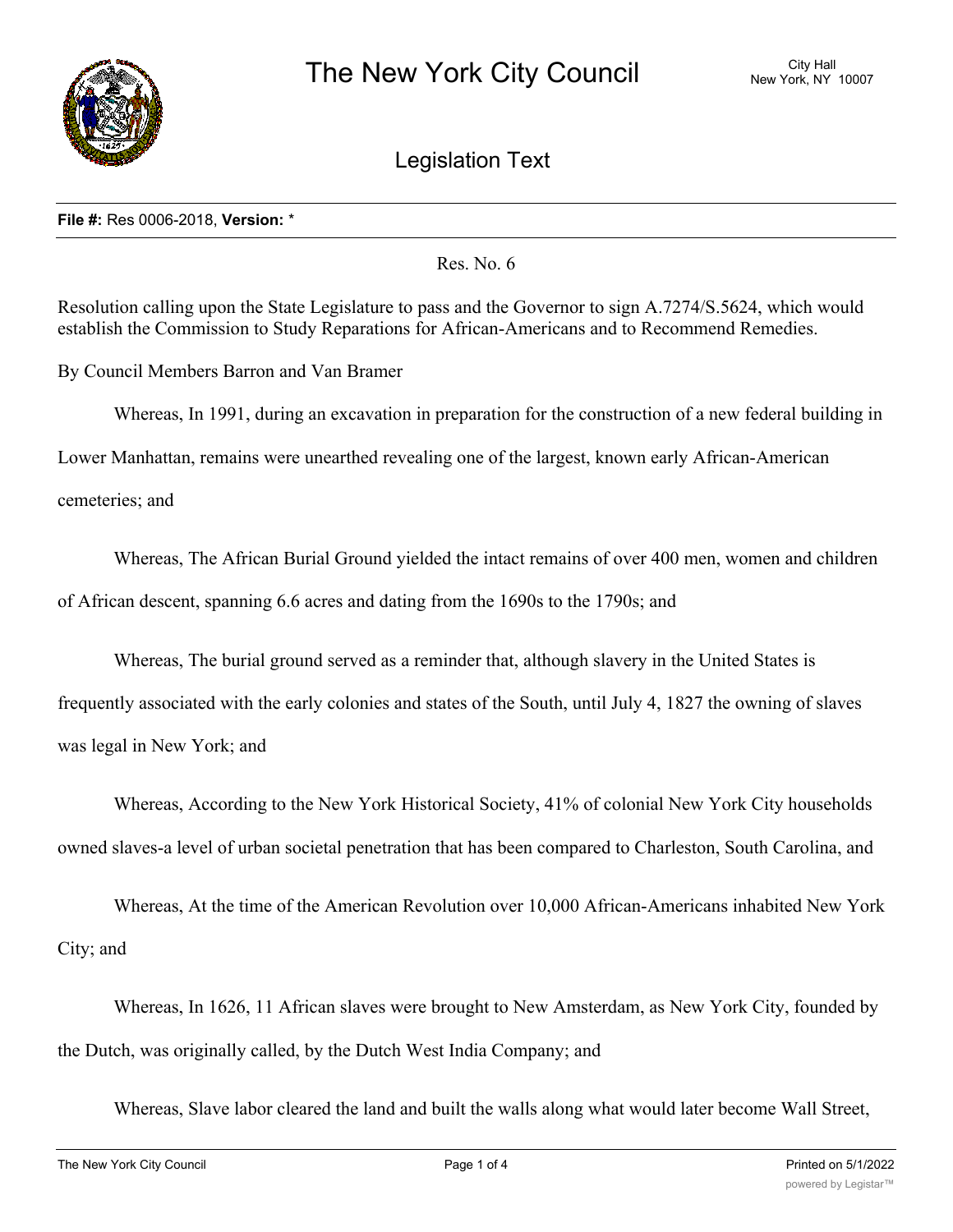# The New York City Council

City Hall
New York, NY 10007

## Legislation Text

**File #:** Res 0006-2018, **Version:** *

Res. No. 6

Resolution calling upon the State Legislature to pass and the Governor to sign A.7274/S.5624, which would establish the Commission to Study Reparations for African-Americans and to Recommend Remedies.

By Council Members Barron and Van Bramer

Whereas, In 1991, during an excavation in preparation for the construction of a new federal building in Lower Manhattan, remains were unearthed revealing one of the largest, known early African-American cemeteries; and

Whereas, The African Burial Ground yielded the intact remains of over 400 men, women and children of African descent, spanning 6.6 acres and dating from the 1690s to the 1790s; and

Whereas, The burial ground served as a reminder that, although slavery in the United States is frequently associated with the early colonies and states of the South, until July 4, 1827 the owning of slaves was legal in New York; and

Whereas, According to the New York Historical Society, 41% of colonial New York City households owned slaves-a level of urban societal penetration that has been compared to Charleston, South Carolina, and

Whereas, At the time of the American Revolution over 10,000 African-Americans inhabited New York City; and

Whereas, In 1626, 11 African slaves were brought to New Amsterdam, as New York City, founded by the Dutch, was originally called, by the Dutch West India Company; and

Whereas, Slave labor cleared the land and built the walls along what would later become Wall Street,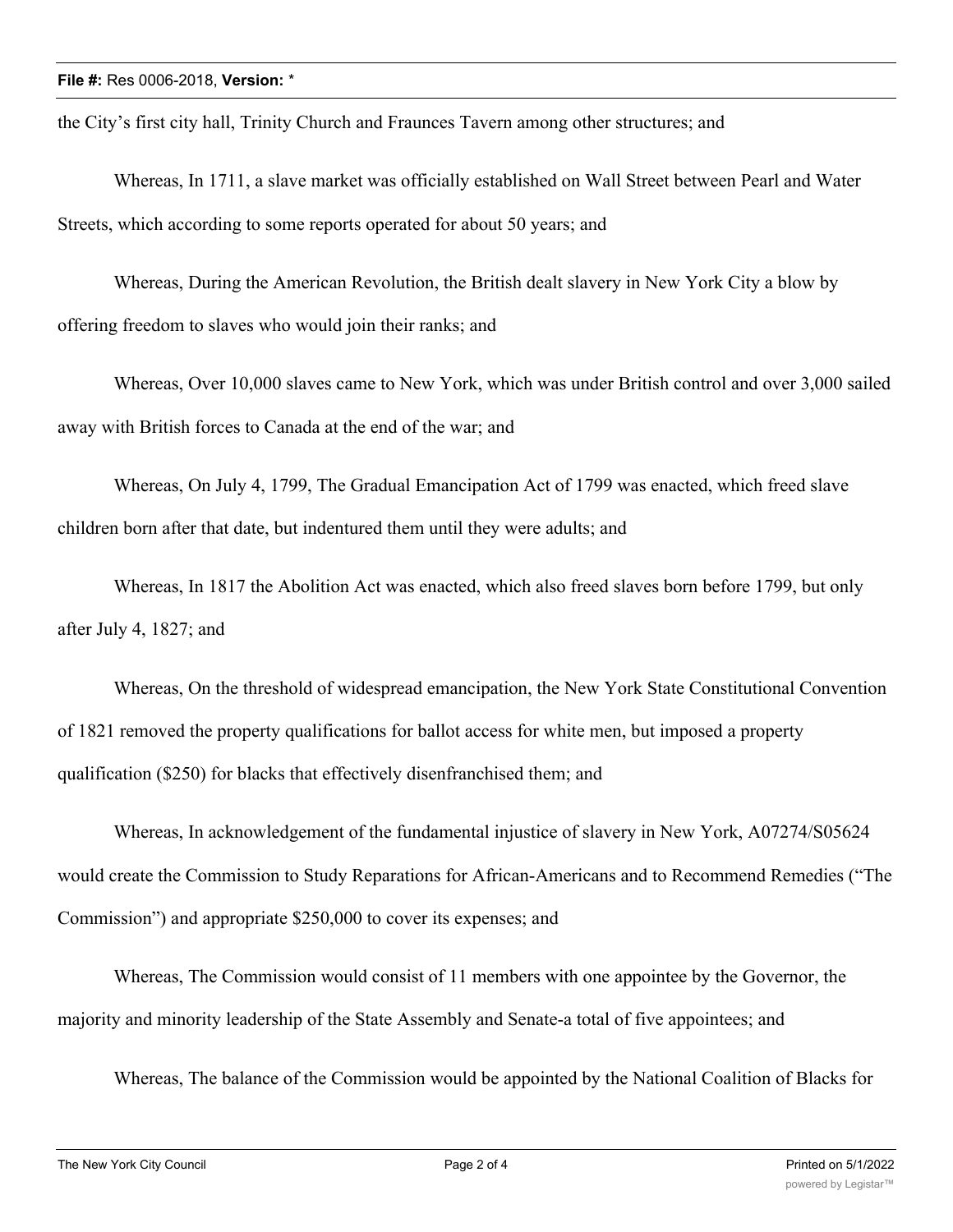the City's first city hall, Trinity Church and Fraunces Tavern among other structures; and

Whereas, In 1711, a slave market was officially established on Wall Street between Pearl and Water Streets, which according to some reports operated for about 50 years; and

Whereas, During the American Revolution, the British dealt slavery in New York City a blow by offering freedom to slaves who would join their ranks; and

Whereas, Over 10,000 slaves came to New York, which was under British control and over 3,000 sailed away with British forces to Canada at the end of the war; and

Whereas, On July 4, 1799, The Gradual Emancipation Act of 1799 was enacted, which freed slave children born after that date, but indentured them until they were adults; and

Whereas, In 1817 the Abolition Act was enacted, which also freed slaves born before 1799, but only after July 4, 1827; and

Whereas, On the threshold of widespread emancipation, the New York State Constitutional Convention of 1821 removed the property qualifications for ballot access for white men, but imposed a property qualification ($250) for blacks that effectively disenfranchised them; and

Whereas, In acknowledgement of the fundamental injustice of slavery in New York, A07274/S05624 would create the Commission to Study Reparations for African-Americans and to Recommend Remedies ("The Commission") and appropriate $250,000 to cover its expenses; and

Whereas, The Commission would consist of 11 members with one appointee by the Governor, the majority and minority leadership of the State Assembly and Senate-a total of five appointees; and

Whereas, The balance of the Commission would be appointed by the National Coalition of Blacks for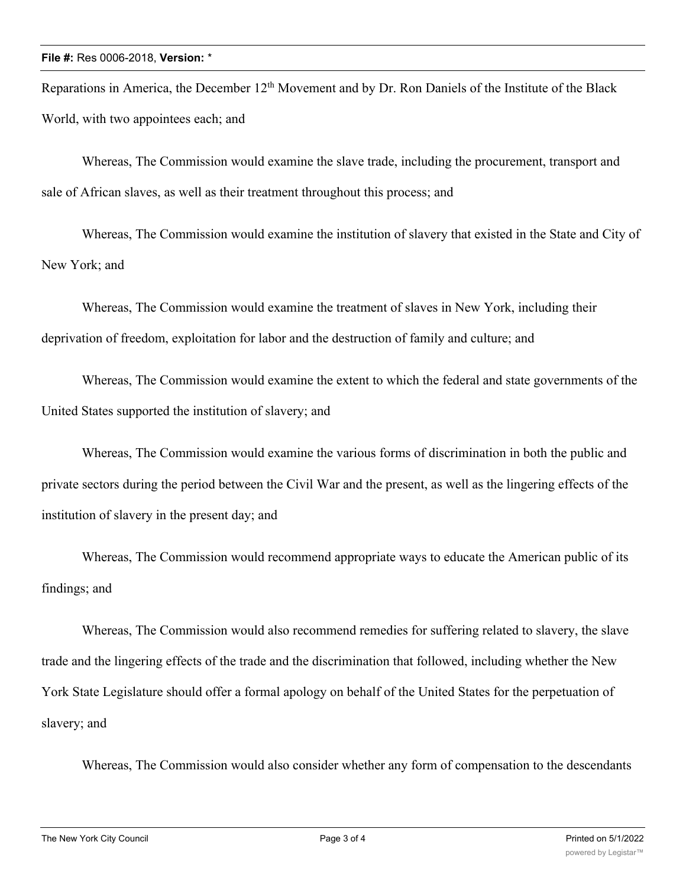Reparations in America, the December 12th Movement and by Dr. Ron Daniels of the Institute of the Black World, with two appointees each; and

Whereas, The Commission would examine the slave trade, including the procurement, transport and sale of African slaves, as well as their treatment throughout this process; and

Whereas, The Commission would examine the institution of slavery that existed in the State and City of New York; and

Whereas, The Commission would examine the treatment of slaves in New York, including their deprivation of freedom, exploitation for labor and the destruction of family and culture; and

Whereas, The Commission would examine the extent to which the federal and state governments of the United States supported the institution of slavery; and

Whereas, The Commission would examine the various forms of discrimination in both the public and private sectors during the period between the Civil War and the present, as well as the lingering effects of the institution of slavery in the present day; and

Whereas, The Commission would recommend appropriate ways to educate the American public of its findings; and

Whereas, The Commission would also recommend remedies for suffering related to slavery, the slave trade and the lingering effects of the trade and the discrimination that followed, including whether the New York State Legislature should offer a formal apology on behalf of the United States for the perpetuation of slavery; and

Whereas, The Commission would also consider whether any form of compensation to the descendants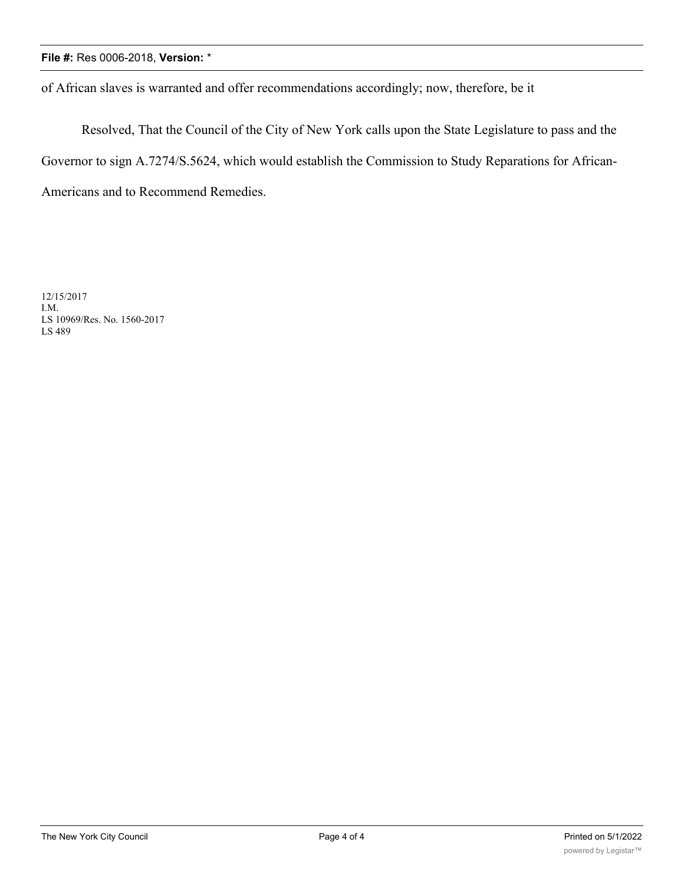of African slaves is warranted and offer recommendations accordingly; now, therefore, be it

Resolved, That the Council of the City of New York calls upon the State Legislature to pass and the Governor to sign A.7274/S.5624, which would establish the Commission to Study Reparations for African-Americans and to Recommend Remedies.

12/15/2017
I.M.
LS 10969/Res. No. 1560-2017
LS 489